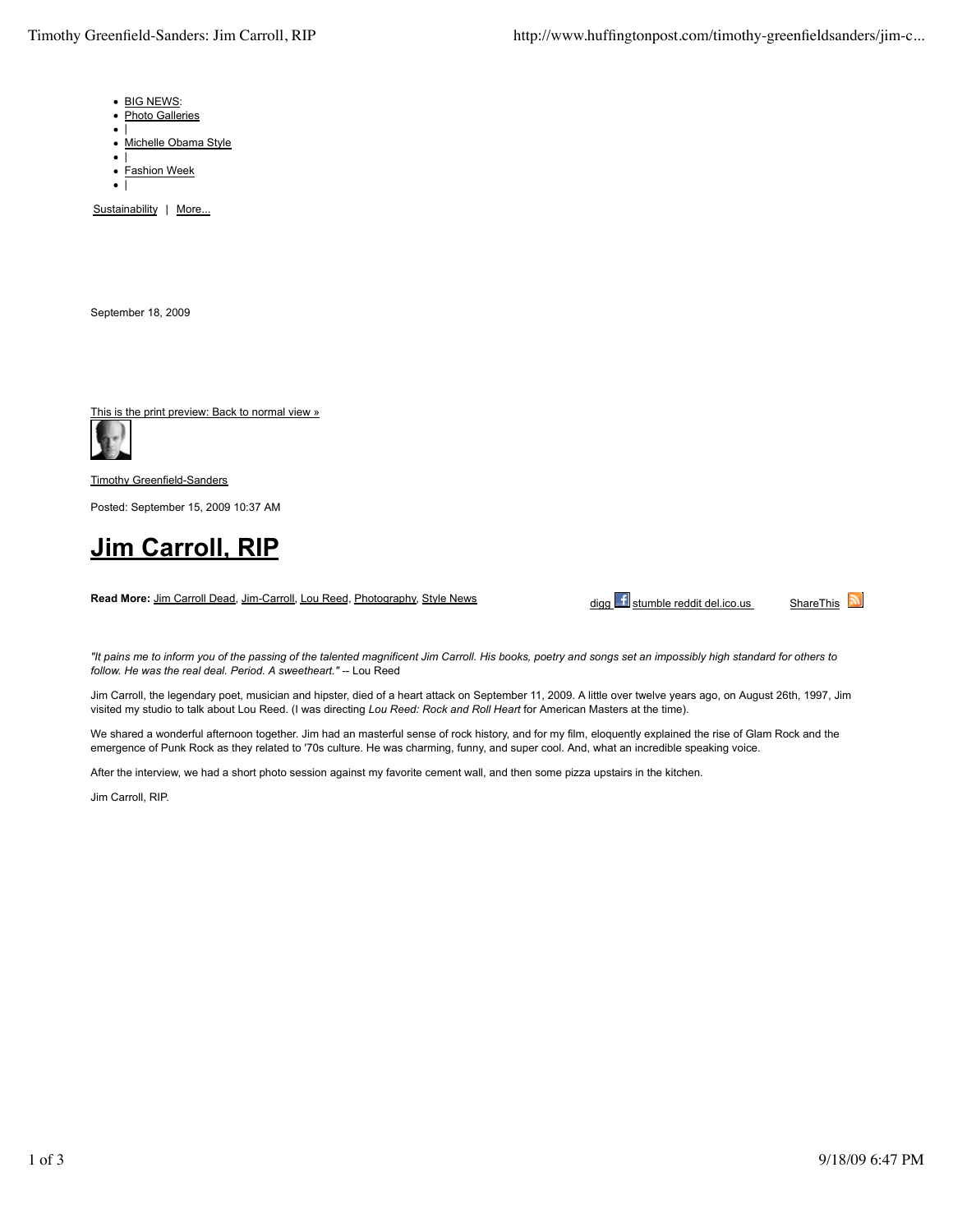- BIG NEWS:
- Photo Galleries
- |
- Michelle Obama Style
- |
- Fashion Week
- |

Sustainability | More...

September 18, 2009

This is the print preview: Back to normal view »

Timothy Greenfield-Sanders

Posted: September 15, 2009 10:37 AM

# Jim Carroll, RIP

**Read More:** Jim Carroll Dead, Jim-Carroll, Lou Reed, Photography, Style News

digg stumble reddit del.ico.us ShareThis

*"It pains me to inform you of the passing of the talented magnificent Jim Carroll. His books, poetry and songs set an impossibly high standard for others to follow. He was the real deal. Period. A sweetheart."* -- Lou Reed

Jim Carroll, the legendary poet, musician and hipster, died of a heart attack on September 11, 2009. A little over twelve years ago, on August 26th, 1997, Jim visited my studio to talk about Lou Reed. (I was directing *Lou Reed: Rock and Roll Heart* for American Masters at the time).

We shared a wonderful afternoon together. Jim had an masterful sense of rock history, and for my film, eloquently explained the rise of Glam Rock and the emergence of Punk Rock as they related to '70s culture. He was charming, funny, and super cool. And, what an incredible speaking voice.

After the interview, we had a short photo session against my favorite cement wall, and then some pizza upstairs in the kitchen.

Jim Carroll, RIP.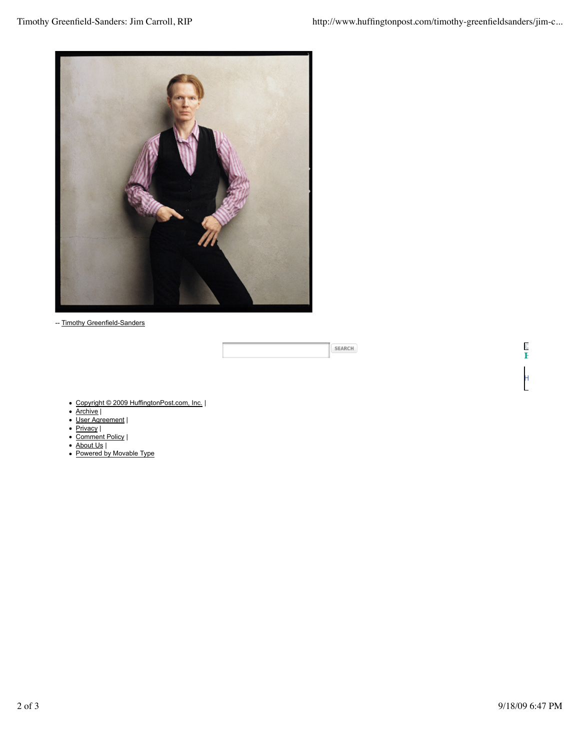-- Timothy Greenfield-Sanders

SEARCH

- Copyright © 2009 HuffingtonPost.com, Inc. |
- Archive |
- User Agreement |
- Privacy |
- Comment Policy |
- About Us |
- Powered by Movable Type